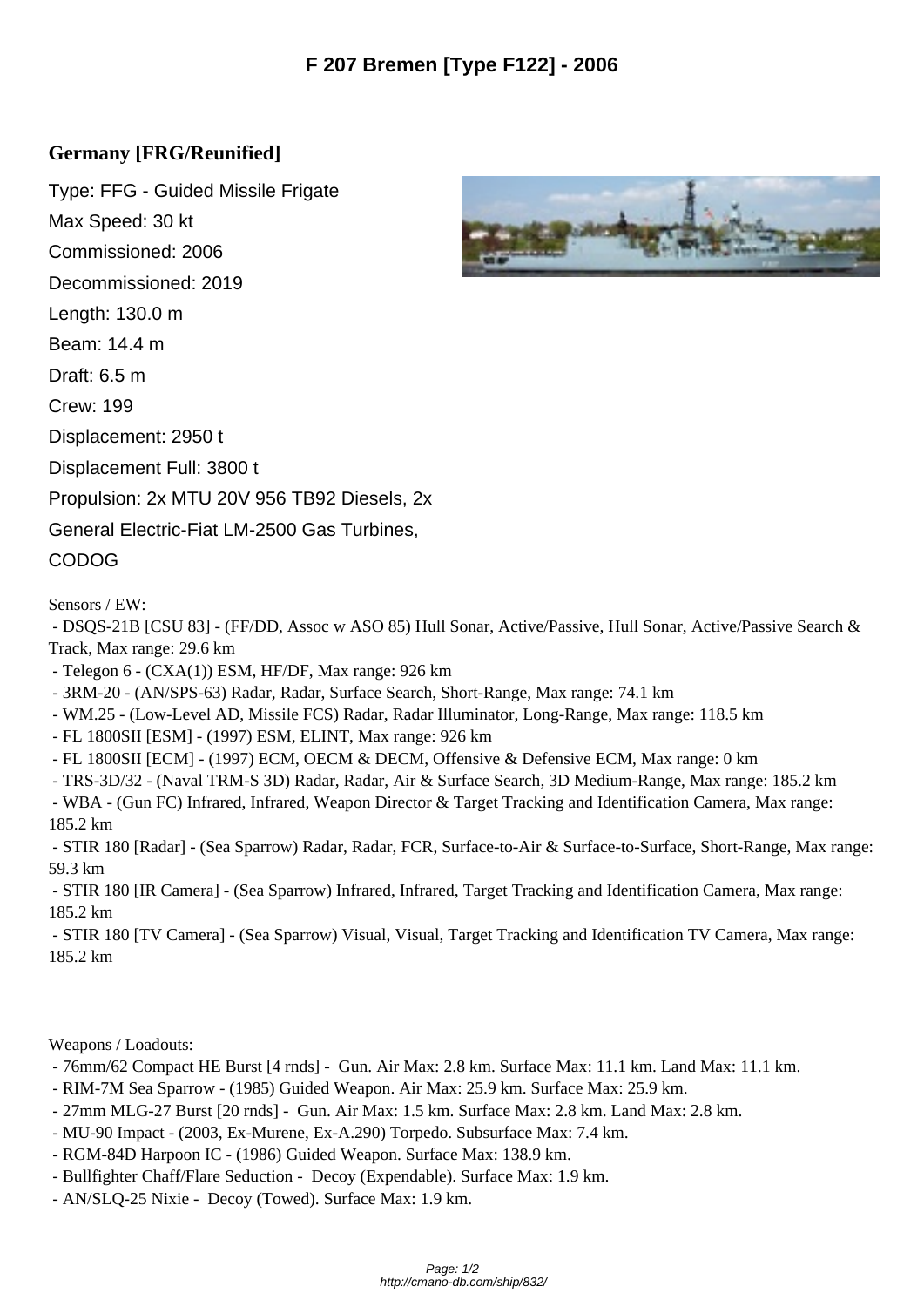# F 207 Bremen [Type F122] - 2006

## Germany [FRG/Reunified]

Type: FFG - Guided Missile Frigate

Max Speed: 30 kt

Commissioned: 2006

Decommissioned: 2019

Length: 130.0 m

Beam: 14.4 m

Draft: 6.5 m

Crew: 199

Displacement: 2950 t

Displacement Full: 3800 t

Propulsion: 2x MTU 20V 956 TB92 Diesels, 2x General Electric-Fiat LM-2500 Gas Turbines, CODOG

Sensors / EW:

- DSQS-21B [CSU 83] - (FF/DD, Assoc w ASO 85) Hull Sonar, Active/Passive, Hull Sonar, Active/Passive Search & Track, Max range: 29.6 km
- Telegon 6 - (CXA(1)) ESM, HF/DF, Max range: 926 km
- 3RM-20 - (AN/SPS-63) Radar, Radar, Surface Search, Short-Range, Max range: 74.1 km
- WM.25 - (Low-Level AD, Missile FCS) Radar, Radar Illuminator, Long-Range, Max range: 118.5 km
- FL 1800SII [ESM] - (1997) ESM, ELINT, Max range: 926 km
- FL 1800SII [ECM] - (1997) ECM, OECM & DECM, Offensive & Defensive ECM, Max range: 0 km
- TRS-3D/32 - (Naval TRM-S 3D) Radar, Radar, Air & Surface Search, 3D Medium-Range, Max range: 185.2 km
- WBA - (Gun FC) Infrared, Infrared, Weapon Director & Target Tracking and Identification Camera, Max range: 185.2 km
- STIR 180 [Radar] - (Sea Sparrow) Radar, Radar, FCR, Surface-to-Air & Surface-to-Surface, Short-Range, Max range: 59.3 km
- STIR 180 [IR Camera] - (Sea Sparrow) Infrared, Infrared, Target Tracking and Identification Camera, Max range: 185.2 km
- STIR 180 [TV Camera] - (Sea Sparrow) Visual, Visual, Target Tracking and Identification TV Camera, Max range: 185.2 km

---

Weapons / Loadouts:

- 76mm/62 Compact HE Burst [4 rnds] - Gun. Air Max: 2.8 km. Surface Max: 11.1 km. Land Max: 11.1 km.
- RIM-7M Sea Sparrow - (1985) Guided Weapon. Air Max: 25.9 km. Surface Max: 25.9 km.
- 27mm MLG-27 Burst [20 rnds] - Gun. Air Max: 1.5 km. Surface Max: 2.8 km. Land Max: 2.8 km.
- MU-90 Impact - (2003, Ex-Murene, Ex-A.290) Torpedo. Subsurface Max: 7.4 km.
- RGM-84D Harpoon IC - (1986) Guided Weapon. Surface Max: 138.9 km.
- Bullfighter Chaff/Flare Seduction - Decoy (Expendable). Surface Max: 1.9 km.
- AN/SLQ-25 Nixie - Decoy (Towed). Surface Max: 1.9 km.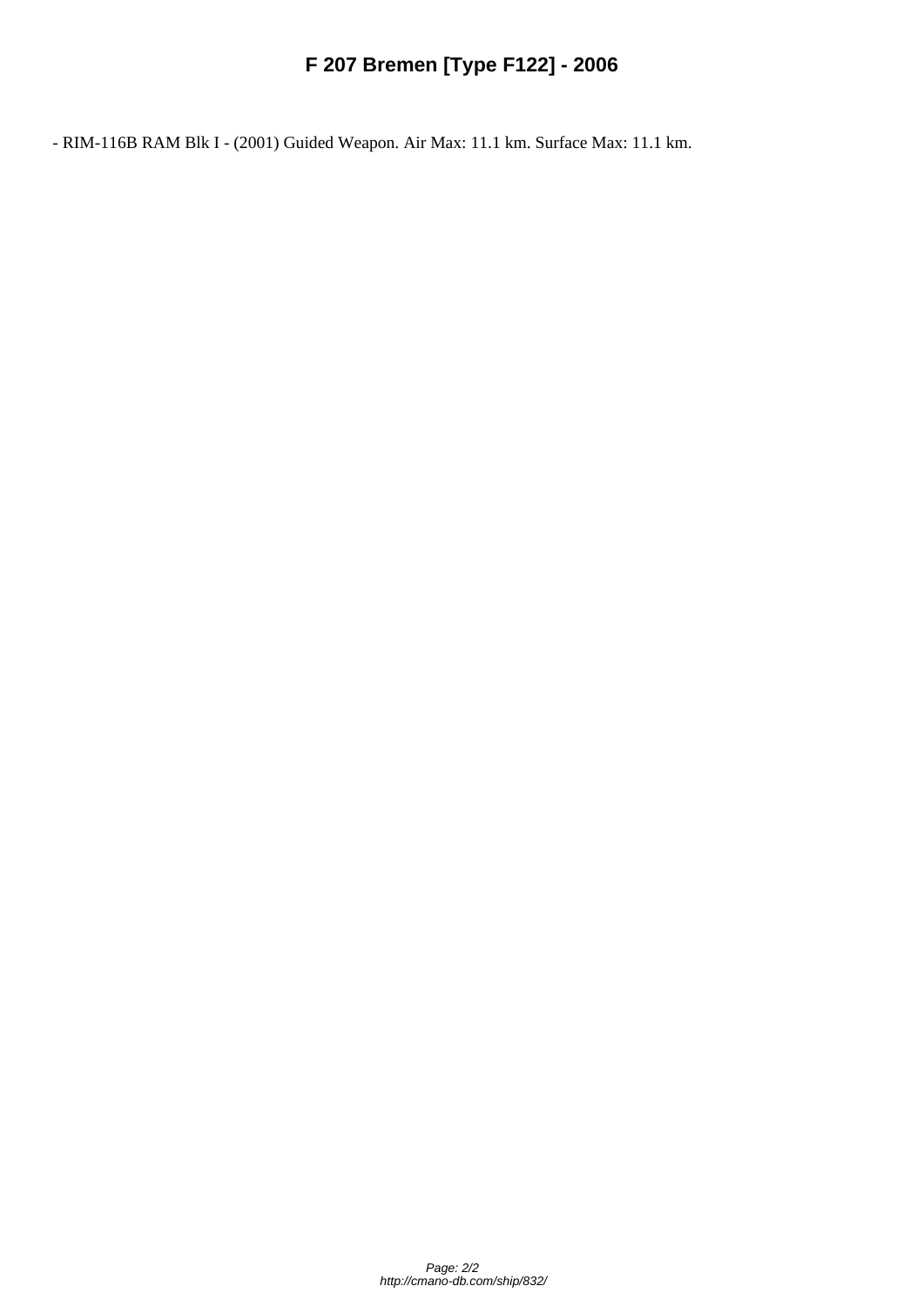- RIM-116B RAM Blk I - (2001) Guided Weapon. Air Max: 11.1 km. Surface Max: 11.1 km.